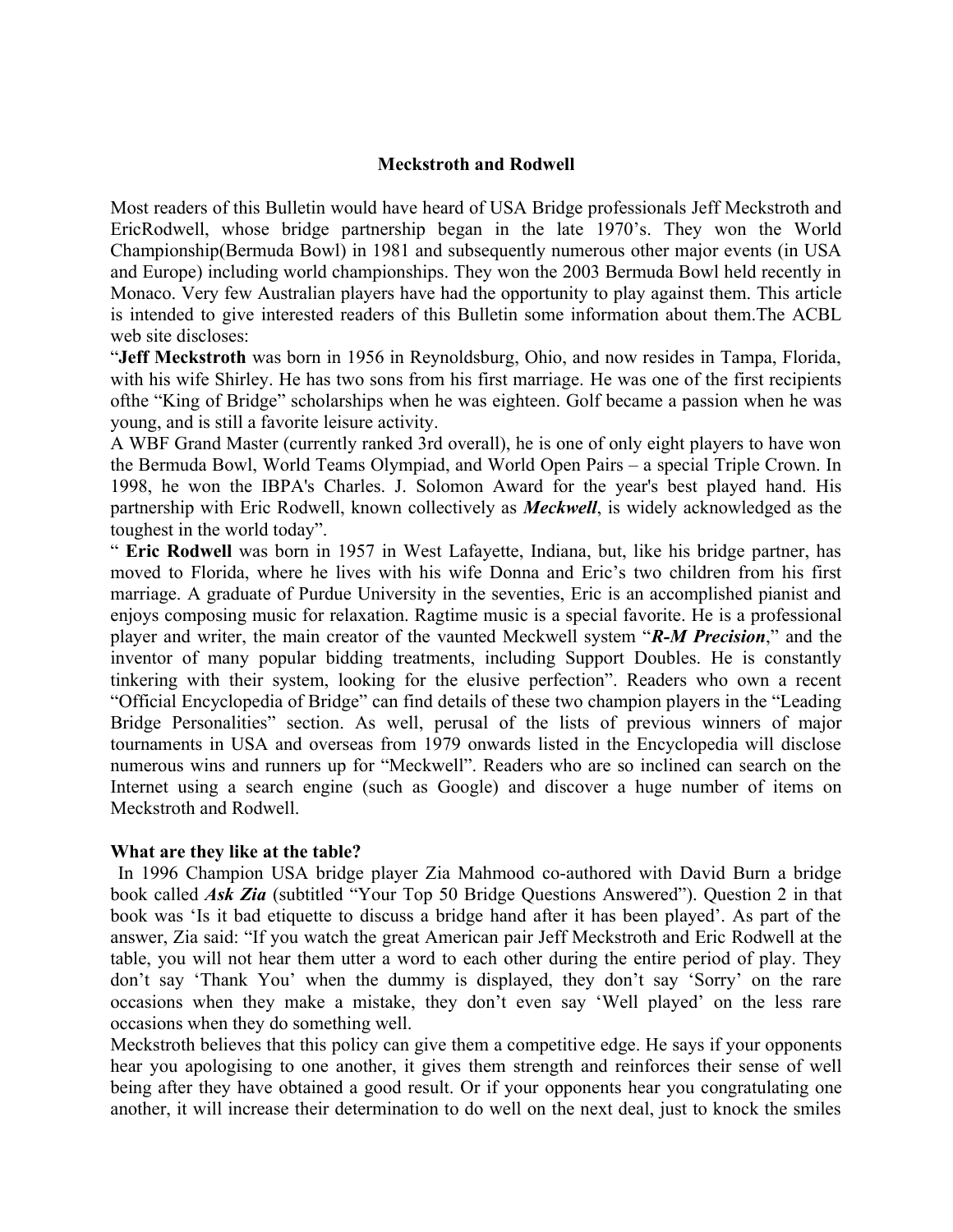# Meckstroth and Rodwell

Most readers of this Bulletin would have heard of USA Bridge professionals Jeff Meckstroth and EricRodwell, whose bridge partnership began in the late 1970's. They won the World Championship(Bermuda Bowl) in 1981 and subsequently numerous other major events (in USA and Europe) including world championships. They won the 2003 Bermuda Bowl held recently in Monaco. Very few Australian players have had the opportunity to play against them. This article is intended to give interested readers of this Bulletin some information about them.The ACBL web site discloses:

"**Jeff Meckstroth** was born in 1956 in Reynoldsburg, Ohio, and now resides in Tampa, Florida, with his wife Shirley. He has two sons from his first marriage. He was one of the first recipients ofthe "King of Bridge" scholarships when he was eighteen. Golf became a passion when he was young, and is still a favorite leisure activity.

A WBF Grand Master (currently ranked 3rd overall), he is one of only eight players to have won the Bermuda Bowl, World Teams Olympiad, and World Open Pairs – a special Triple Crown. In 1998, he won the IBPA's Charles. J. Solomon Award for the year's best played hand. His partnership with Eric Rodwell, known collectively as ***Meckwell***, is widely acknowledged as the toughest in the world today".

" **Eric Rodwell** was born in 1957 in West Lafayette, Indiana, but, like his bridge partner, has moved to Florida, where he lives with his wife Donna and Eric's two children from his first marriage. A graduate of Purdue University in the seventies, Eric is an accomplished pianist and enjoys composing music for relaxation. Ragtime music is a special favorite. He is a professional player and writer, the main creator of the vaunted Meckwell system "***R-M Precision***," and the inventor of many popular bidding treatments, including Support Doubles. He is constantly tinkering with their system, looking for the elusive perfection". Readers who own a recent "Official Encyclopedia of Bridge" can find details of these two champion players in the "Leading Bridge Personalities" section. As well, perusal of the lists of previous winners of major tournaments in USA and overseas from 1979 onwards listed in the Encyclopedia will disclose numerous wins and runners up for "Meckwell". Readers who are so inclined can search on the Internet using a search engine (such as Google) and discover a huge number of items on Meckstroth and Rodwell.

**What are they like at the table?**

In 1996 Champion USA bridge player Zia Mahmood co-authored with David Burn a bridge book called ***Ask Zia*** (subtitled "Your Top 50 Bridge Questions Answered"). Question 2 in that book was 'Is it bad etiquette to discuss a bridge hand after it has been played'. As part of the answer, Zia said: "If you watch the great American pair Jeff Meckstroth and Eric Rodwell at the table, you will not hear them utter a word to each other during the entire period of play. They don't say 'Thank You' when the dummy is displayed, they don't say 'Sorry' on the rare occasions when they make a mistake, they don't even say 'Well played' on the less rare occasions when they do something well.

Meckstroth believes that this policy can give them a competitive edge. He says if your opponents hear you apologising to one another, it gives them strength and reinforces their sense of well being after they have obtained a good result. Or if your opponents hear you congratulating one another, it will increase their determination to do well on the next deal, just to knock the smiles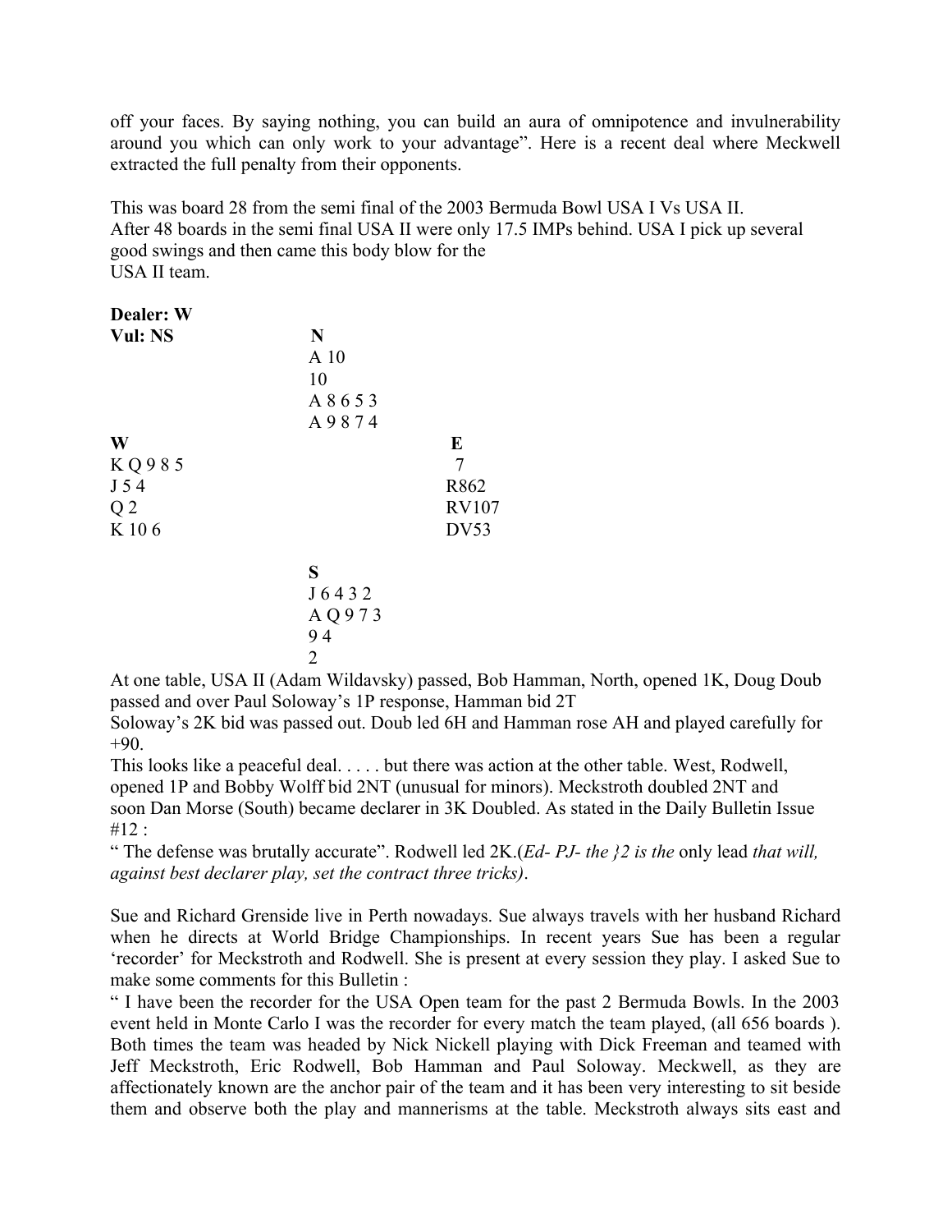off your faces. By saying nothing, you can build an aura of omnipotence and invulnerability around you which can only work to your advantage". Here is a recent deal where Meckwell extracted the full penalty from their opponents.

This was board 28 from the semi final of the 2003 Bermuda Bowl USA I Vs USA II.
After 48 boards in the semi final USA II were only 17.5 IMPs behind. USA I pick up several good swings and then came this body blow for the
USA II team.

**Dealer: W**
**Vul: NS**

```
                    N
                    A 10
                    10
                    A 8 6 5 3
                    A 9 8 7 4
W                                  E
K Q 9 8 5                          7
J 5 4                              R862
Q 2                                RV107
K 10 6                             DV53

                    S
                    J 6 4 3 2
                    A Q 9 7 3
                    9 4
                    2
```

At one table, USA II (Adam Wildavsky) passed, Bob Hamman, North, opened 1K, Doug Doub passed and over Paul Soloway's 1P response, Hamman bid 2T
Soloway's 2K bid was passed out. Doub led 6H and Hamman rose AH and played carefully for +90.
This looks like a peaceful deal. . . . . but there was action at the other table. West, Rodwell, opened 1P and Bobby Wolff bid 2NT (unusual for minors). Meckstroth doubled 2NT and soon Dan Morse (South) became declarer in 3K Doubled. As stated in the Daily Bulletin Issue #12 :
" The defense was brutally accurate". Rodwell led 2K.(*Ed- PJ- the }2 is the* only lead *that will, against best declarer play, set the contract three tricks)*.

Sue and Richard Grenside live in Perth nowadays. Sue always travels with her husband Richard when he directs at World Bridge Championships. In recent years Sue has been a regular 'recorder' for Meckstroth and Rodwell. She is present at every session they play. I asked Sue to make some comments for this Bulletin :
" I have been the recorder for the USA Open team for the past 2 Bermuda Bowls. In the 2003 event held in Monte Carlo I was the recorder for every match the team played, (all 656 boards ). Both times the team was headed by Nick Nickell playing with Dick Freeman and teamed with Jeff Meckstroth, Eric Rodwell, Bob Hamman and Paul Soloway. Meckwell, as they are affectionately known are the anchor pair of the team and it has been very interesting to sit beside them and observe both the play and mannerisms at the table. Meckstroth always sits east and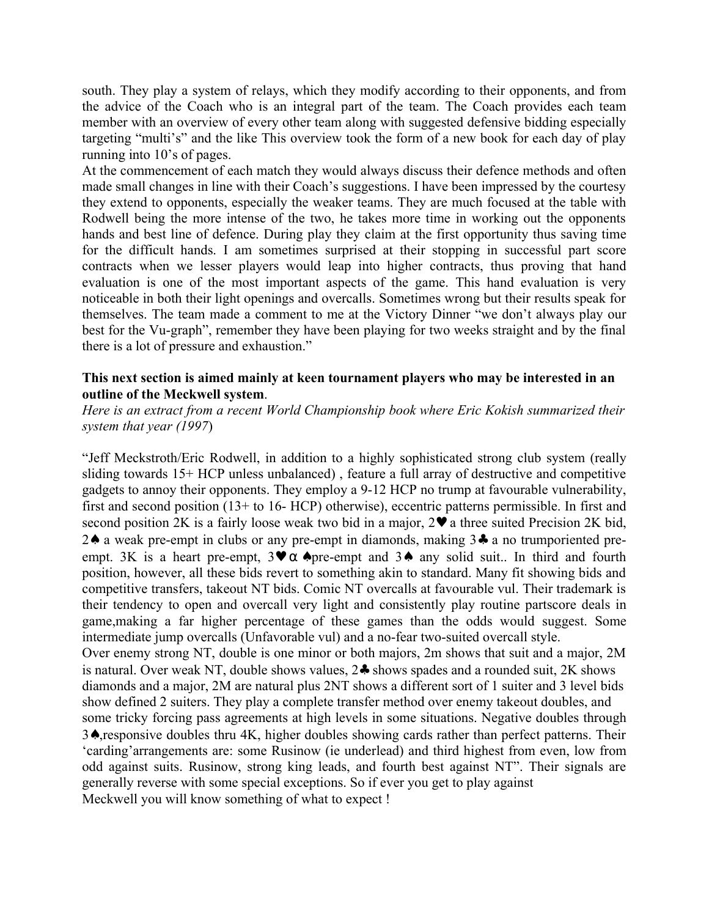south. They play a system of relays, which they modify according to their opponents, and from the advice of the Coach who is an integral part of the team. The Coach provides each team member with an overview of every other team along with suggested defensive bidding especially targeting "multi's" and the like This overview took the form of a new book for each day of play running into 10's of pages.

At the commencement of each match they would always discuss their defence methods and often made small changes in line with their Coach's suggestions. I have been impressed by the courtesy they extend to opponents, especially the weaker teams. They are much focused at the table with Rodwell being the more intense of the two, he takes more time in working out the opponents hands and best line of defence. During play they claim at the first opportunity thus saving time for the difficult hands. I am sometimes surprised at their stopping in successful part score contracts when we lesser players would leap into higher contracts, thus proving that hand evaluation is one of the most important aspects of the game. This hand evaluation is very noticeable in both their light openings and overcalls. Sometimes wrong but their results speak for themselves. The team made a comment to me at the Victory Dinner "we don't always play our best for the Vu-graph", remember they have been playing for two weeks straight and by the final there is a lot of pressure and exhaustion."

**This next section is aimed mainly at keen tournament players who may be interested in an outline of the Meckwell system**.

*Here is an extract from a recent World Championship book where Eric Kokish summarized their system that year (1997*)

"Jeff Meckstroth/Eric Rodwell, in addition to a highly sophisticated strong club system (really sliding towards 15+ HCP unless unbalanced) , feature a full array of destructive and competitive gadgets to annoy their opponents. They employ a 9-12 HCP no trump at favourable vulnerability, first and second position (13+ to 16- HCP) otherwise), eccentric patterns permissible. In first and second position 2K is a fairly loose weak two bid in a major, 2♥ a three suited Precision 2K bid, 2♠ a weak pre-empt in clubs or any pre-empt in diamonds, making 3♣ a no trumporiented pre-empt. 3K is a heart pre-empt, 3♥ α ♠pre-empt and 3♠ any solid suit.. In third and fourth position, however, all these bids revert to something akin to standard. Many fit showing bids and competitive transfers, takeout NT bids. Comic NT overcalls at favourable vul. Their trademark is their tendency to open and overcall very light and consistently play routine partscore deals in game,making a far higher percentage of these games than the odds would suggest. Some intermediate jump overcalls (Unfavorable vul) and a no-fear two-suited overcall style.

Over enemy strong NT, double is one minor or both majors, 2m shows that suit and a major, 2M is natural. Over weak NT, double shows values, 2♣ shows spades and a rounded suit, 2K shows diamonds and a major, 2M are natural plus 2NT shows a different sort of 1 suiter and 3 level bids show defined 2 suiters. They play a complete transfer method over enemy takeout doubles, and some tricky forcing pass agreements at high levels in some situations. Negative doubles through 3♠,responsive doubles thru 4K, higher doubles showing cards rather than perfect patterns. Their 'carding'arrangements are: some Rusinow (ie underlead) and third highest from even, low from odd against suits. Rusinow, strong king leads, and fourth best against NT". Their signals are generally reverse with some special exceptions. So if ever you get to play against Meckwell you will know something of what to expect !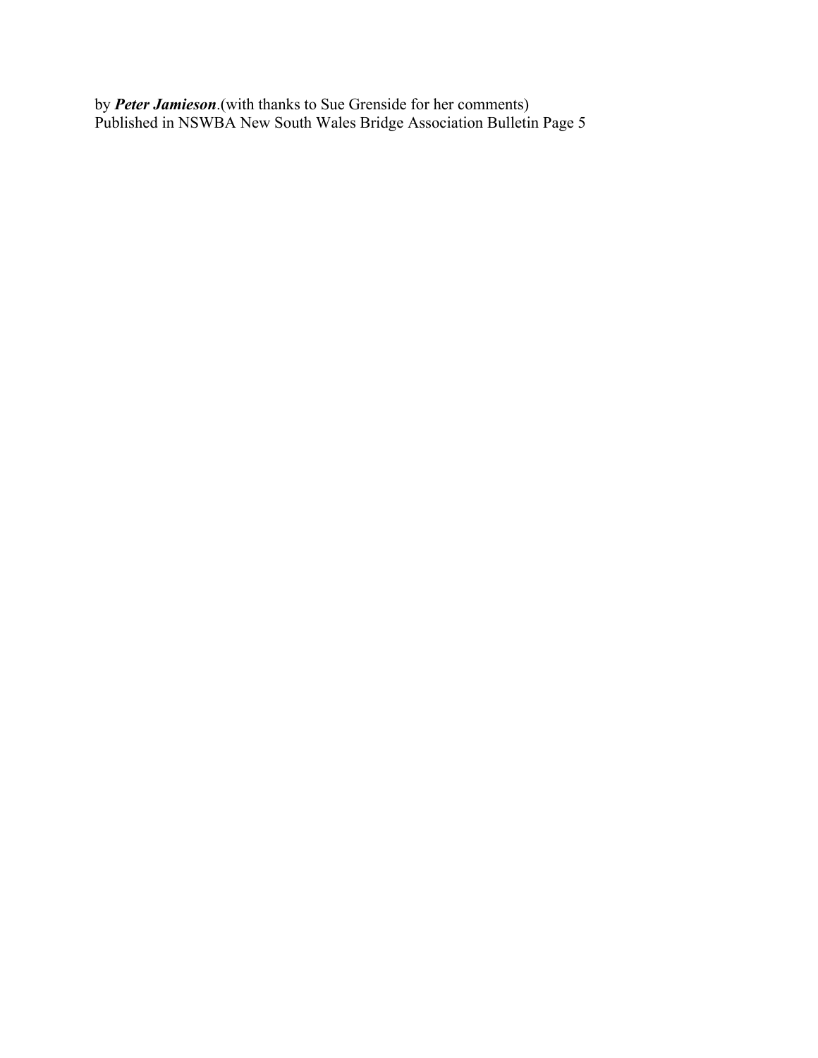by ***Peter Jamieson***.(with thanks to Sue Grenside for her comments)
Published in NSWBA New South Wales Bridge Association Bulletin Page 5